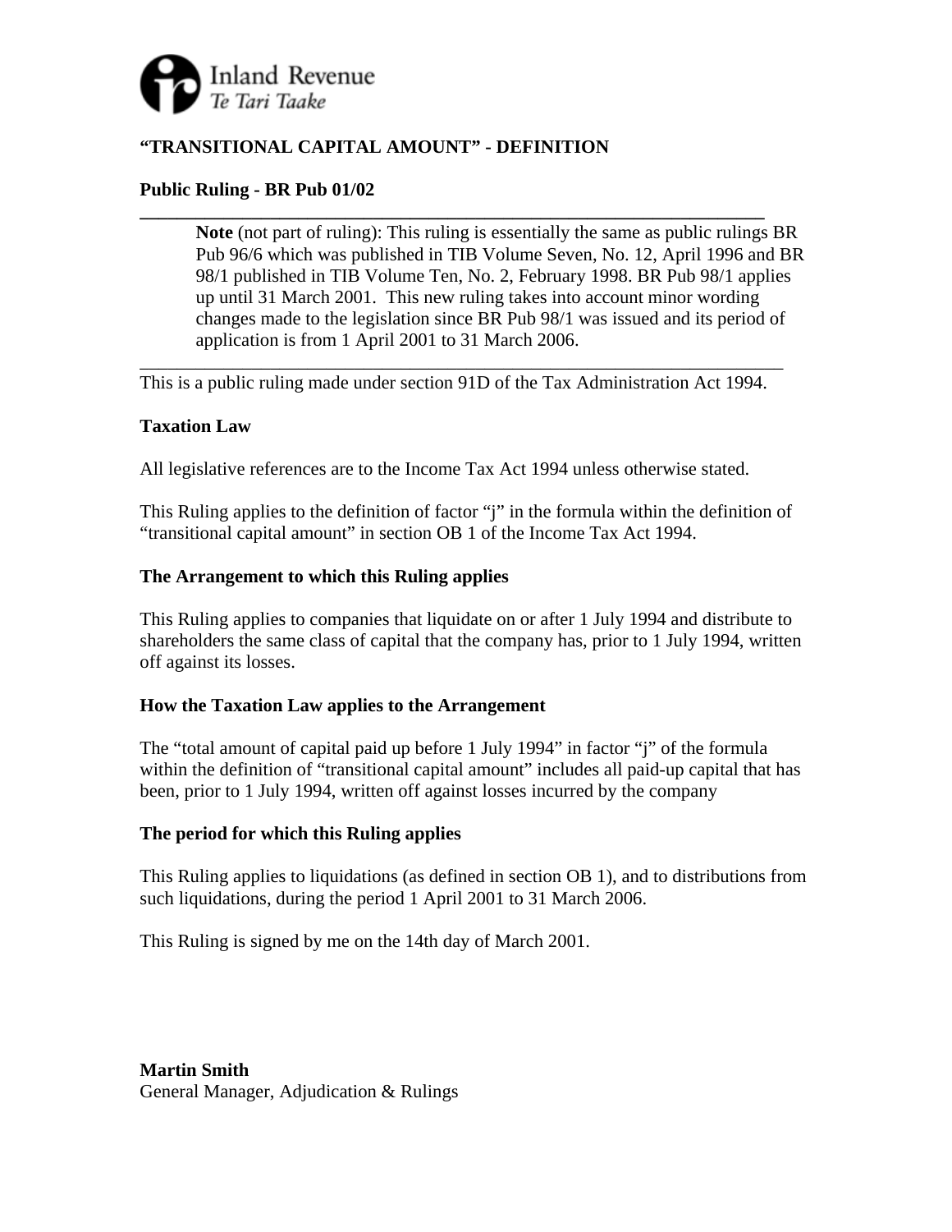Inland Revenue
*Te Tari Taake*

## "TRANSITIONAL CAPITAL AMOUNT" - DEFINITION

### Public Ruling - BR Pub 01/02

> **Note** (not part of ruling): This ruling is essentially the same as public rulings BR Pub 96/6 which was published in TIB Volume Seven, No. 12, April 1996 and BR 98/1 published in TIB Volume Ten, No. 2, February 1998. BR Pub 98/1 applies up until 31 March 2001. This new ruling takes into account minor wording changes made to the legislation since BR Pub 98/1 was issued and its period of application is from 1 April 2001 to 31 March 2006.

This is a public ruling made under section 91D of the Tax Administration Act 1994.

### Taxation Law

All legislative references are to the Income Tax Act 1994 unless otherwise stated.

This Ruling applies to the definition of factor "j" in the formula within the definition of "transitional capital amount" in section OB 1 of the Income Tax Act 1994.

### The Arrangement to which this Ruling applies

This Ruling applies to companies that liquidate on or after 1 July 1994 and distribute to shareholders the same class of capital that the company has, prior to 1 July 1994, written off against its losses.

### How the Taxation Law applies to the Arrangement

The "total amount of capital paid up before 1 July 1994" in factor "j" of the formula within the definition of "transitional capital amount" includes all paid-up capital that has been, prior to 1 July 1994, written off against losses incurred by the company

### The period for which this Ruling applies

This Ruling applies to liquidations (as defined in section OB 1), and to distributions from such liquidations, during the period 1 April 2001 to 31 March 2006.

This Ruling is signed by me on the 14th day of March 2001.

**Martin Smith**
General Manager, Adjudication & Rulings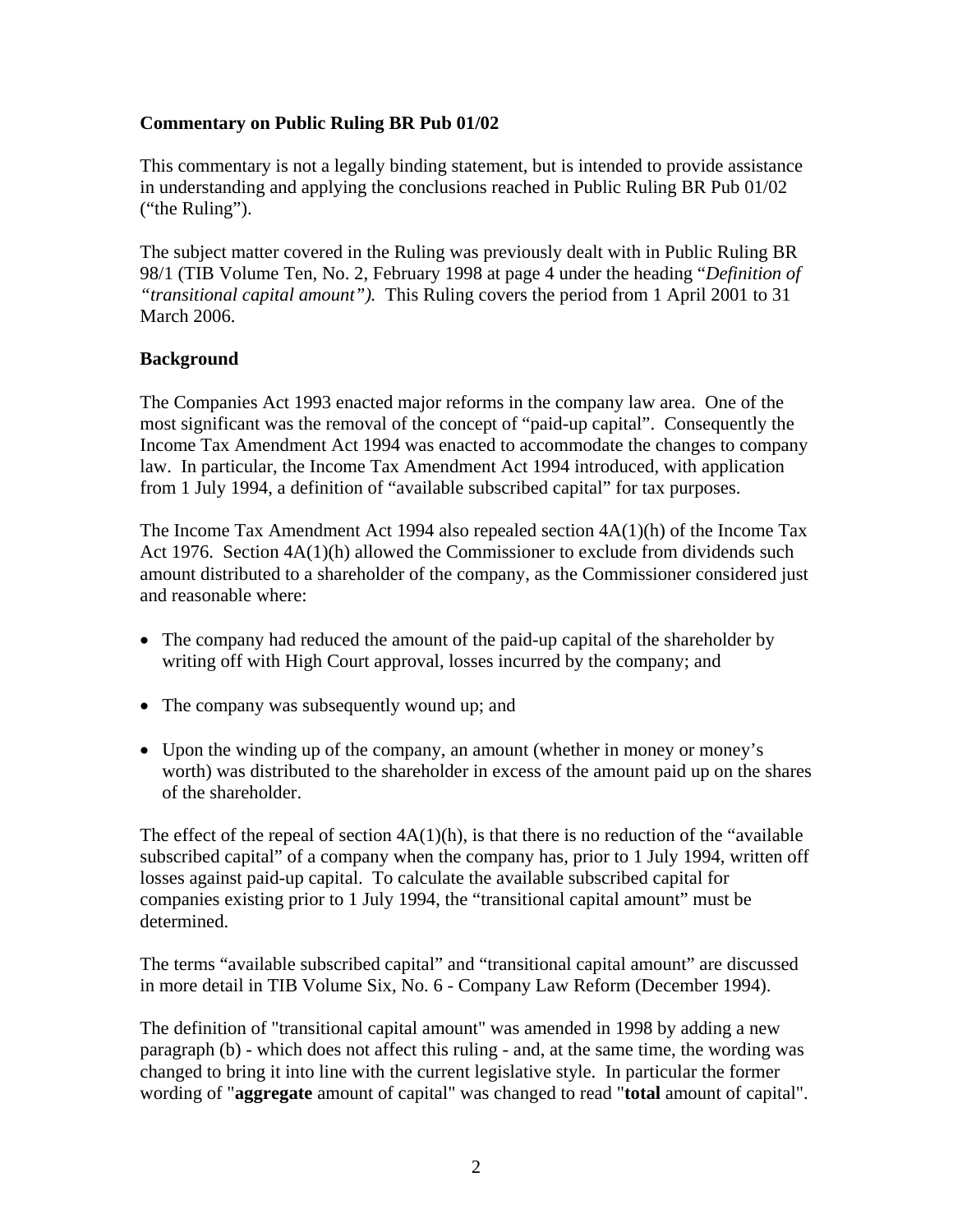**Commentary on Public Ruling BR Pub 01/02**

This commentary is not a legally binding statement, but is intended to provide assistance in understanding and applying the conclusions reached in Public Ruling BR Pub 01/02 ("the Ruling").

The subject matter covered in the Ruling was previously dealt with in Public Ruling BR 98/1 (TIB Volume Ten, No. 2, February 1998 at page 4 under the heading "*Definition of "transitional capital amount").* This Ruling covers the period from 1 April 2001 to 31 March 2006.

**Background**

The Companies Act 1993 enacted major reforms in the company law area. One of the most significant was the removal of the concept of "paid-up capital". Consequently the Income Tax Amendment Act 1994 was enacted to accommodate the changes to company law. In particular, the Income Tax Amendment Act 1994 introduced, with application from 1 July 1994, a definition of "available subscribed capital" for tax purposes.

The Income Tax Amendment Act 1994 also repealed section 4A(1)(h) of the Income Tax Act 1976. Section 4A(1)(h) allowed the Commissioner to exclude from dividends such amount distributed to a shareholder of the company, as the Commissioner considered just and reasonable where:

- The company had reduced the amount of the paid-up capital of the shareholder by writing off with High Court approval, losses incurred by the company; and
- The company was subsequently wound up; and
- Upon the winding up of the company, an amount (whether in money or money's worth) was distributed to the shareholder in excess of the amount paid up on the shares of the shareholder.

The effect of the repeal of section 4A(1)(h), is that there is no reduction of the "available subscribed capital" of a company when the company has, prior to 1 July 1994, written off losses against paid-up capital. To calculate the available subscribed capital for companies existing prior to 1 July 1994, the "transitional capital amount" must be determined.

The terms "available subscribed capital" and "transitional capital amount" are discussed in more detail in TIB Volume Six, No. 6 - Company Law Reform (December 1994).

The definition of "transitional capital amount" was amended in 1998 by adding a new paragraph (b) - which does not affect this ruling - and, at the same time, the wording was changed to bring it into line with the current legislative style. In particular the former wording of "**aggregate** amount of capital" was changed to read "**total** amount of capital".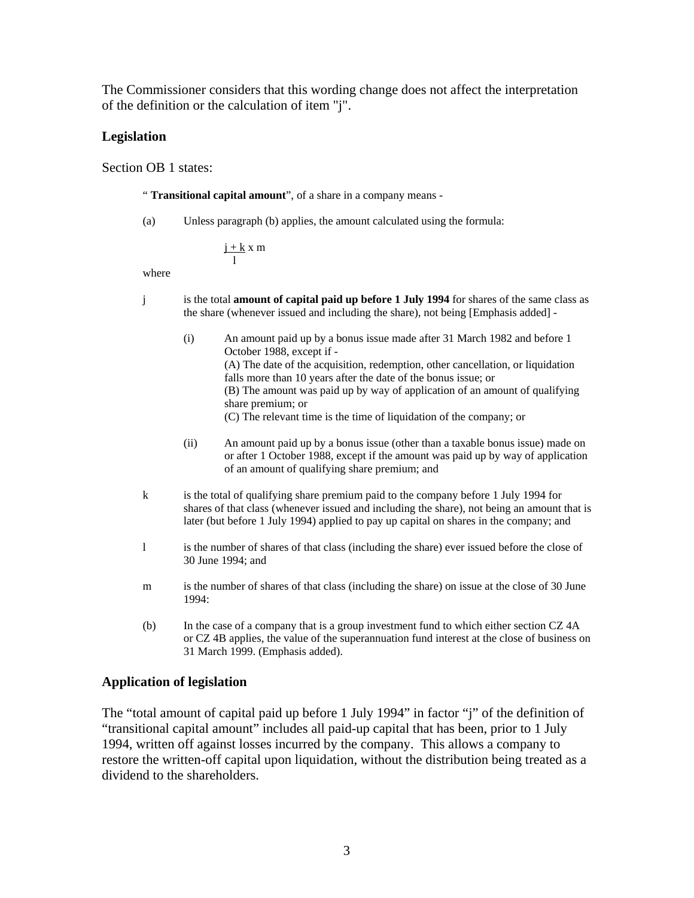The Commissioner considers that this wording change does not affect the interpretation of the definition or the calculation of item "j".

## Legislation

Section OB 1 states:

> " **Transitional capital amount**", of a share in a company means -
>
> (a) Unless paragraph (b) applies, the amount calculated using the formula:
>
> $$\frac{j + k}{l} \times m$$
>
> where
>
> j is the total **amount of capital paid up before 1 July 1994** for shares of the same class as the share (whenever issued and including the share), not being [Emphasis added] -
>
> (i) An amount paid up by a bonus issue made after 31 March 1982 and before 1 October 1988, except if -
> (A) The date of the acquisition, redemption, other cancellation, or liquidation falls more than 10 years after the date of the bonus issue; or
> (B) The amount was paid up by way of application of an amount of qualifying share premium; or
> (C) The relevant time is the time of liquidation of the company; or
>
> (ii) An amount paid up by a bonus issue (other than a taxable bonus issue) made on or after 1 October 1988, except if the amount was paid up by way of application of an amount of qualifying share premium; and
>
> k is the total of qualifying share premium paid to the company before 1 July 1994 for shares of that class (whenever issued and including the share), not being an amount that is later (but before 1 July 1994) applied to pay up capital on shares in the company; and
>
> l is the number of shares of that class (including the share) ever issued before the close of 30 June 1994; and
>
> m is the number of shares of that class (including the share) on issue at the close of 30 June 1994:
>
> (b) In the case of a company that is a group investment fund to which either section CZ 4A or CZ 4B applies, the value of the superannuation fund interest at the close of business on 31 March 1999. (Emphasis added).

## Application of legislation

The "total amount of capital paid up before 1 July 1994" in factor "j" of the definition of "transitional capital amount" includes all paid-up capital that has been, prior to 1 July 1994, written off against losses incurred by the company. This allows a company to restore the written-off capital upon liquidation, without the distribution being treated as a dividend to the shareholders.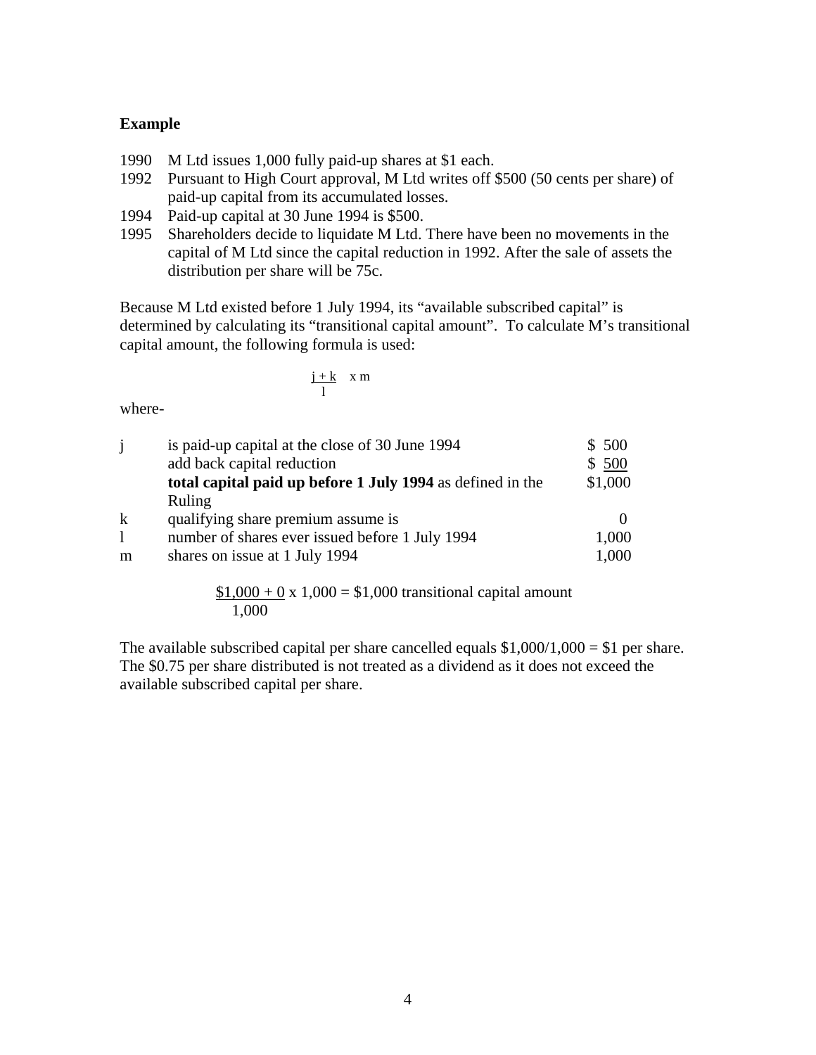**Example**

1990 M Ltd issues 1,000 fully paid-up shares at $1 each.
1992 Pursuant to High Court approval, M Ltd writes off $500 (50 cents per share) of paid-up capital from its accumulated losses.
1994 Paid-up capital at 30 June 1994 is $500.
1995 Shareholders decide to liquidate M Ltd. There have been no movements in the capital of M Ltd since the capital reduction in 1992. After the sale of assets the distribution per share will be 75c.

Because M Ltd existed before 1 July 1994, its "available subscribed capital" is determined by calculating its "transitional capital amount". To calculate M's transitional capital amount, the following formula is used:

$$\frac{j + k}{l} \times m$$

where-

| | | |
|---|---|---|
| j | is paid-up capital at the close of 30 June 1994 | $ 500 |
| | add back capital reduction | $ 500 |
| | **total capital paid up before 1 July 1994** as defined in the Ruling | $1,000 |
| k | qualifying share premium assume is | 0 |
| l | number of shares ever issued before 1 July 1994 | 1,000 |
| m | shares on issue at 1 July 1994 | 1,000 |

$$\frac{\$1{,}000 + 0}{1{,}000} \times 1{,}000 = \$1{,}000 \text{ transitional capital amount}$$

The available subscribed capital per share cancelled equals $1,000/1,000 = $1 per share. The $0.75 per share distributed is not treated as a dividend as it does not exceed the available subscribed capital per share.